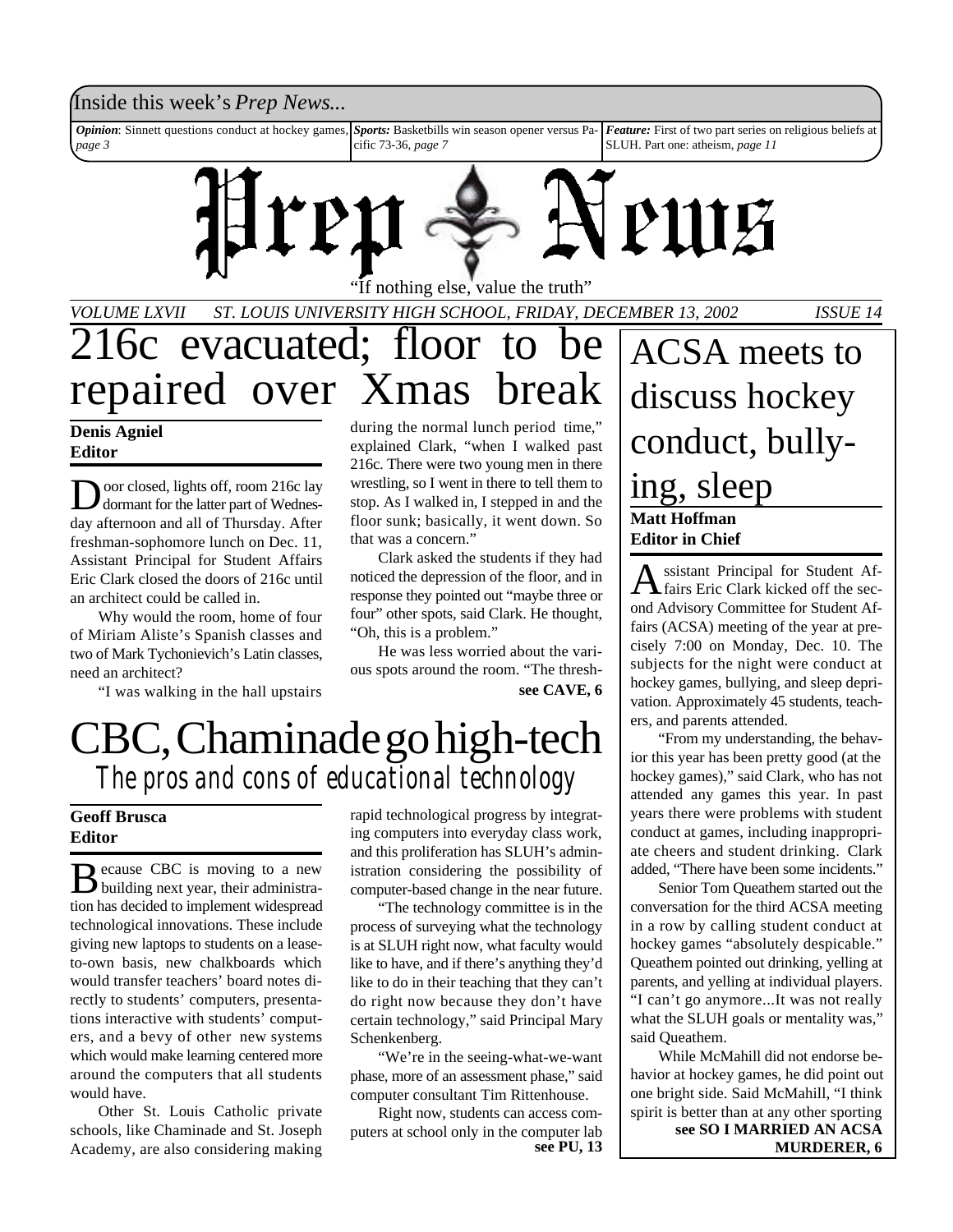Inside this week's *Prep News...*

***Opinion***: Sinnett questions conduct at hockey games, *page 3*

***Sports:*** Basketbills win season opener versus Pacific 73-36, *page 7*

***Feature:*** First of two part series on religious beliefs at SLUH. Part one: atheism, *page 11*

# Prep News

"If nothing else, value the truth"

*VOLUME LXVII ST. LOUIS UNIVERSITY HIGH SCHOOL, FRIDAY, DECEMBER 13, 2002 ISSUE 14*

# 216c evacuated; floor to be repaired over Xmas break

**Denis Agniel**
**Editor**

Door closed, lights off, room 216c lay dormant for the latter part of Wednesday afternoon and all of Thursday. After freshman-sophomore lunch on Dec. 11, Assistant Principal for Student Affairs Eric Clark closed the doors of 216c until an architect could be called in.

Why would the room, home of four of Miriam Aliste's Spanish classes and two of Mark Tychonievich's Latin classes, need an architect?

"I was walking in the hall upstairs during the normal lunch period time," explained Clark, "when I walked past 216c. There were two young men in there wrestling, so I went in there to tell them to stop. As I walked in, I stepped in and the floor sunk; basically, it went down. So that was a concern."

Clark asked the students if they had noticed the depression of the floor, and in response they pointed out "maybe three or four" other spots, said Clark. He thought, "Oh, this is a problem."

He was less worried about the various spots around the room. "The thresh-

**see CAVE, 6**

# ACSA meets to discuss hockey conduct, bullying, sleep

**Matt Hoffman**
**Editor in Chief**

Assistant Principal for Student Affairs Eric Clark kicked off the second Advisory Committee for Student Affairs (ACSA) meeting of the year at precisely 7:00 on Monday, Dec. 10. The subjects for the night were conduct at hockey games, bullying, and sleep deprivation. Approximately 45 students, teachers, and parents attended.

"From my understanding, the behavior this year has been pretty good (at the hockey games)," said Clark, who has not attended any games this year. In past years there were problems with student conduct at games, including inappropriate cheers and student drinking. Clark added, "There have been some incidents."

Senior Tom Queathem started out the conversation for the third ACSA meeting in a row by calling student conduct at hockey games "absolutely despicable." Queathem pointed out drinking, yelling at parents, and yelling at individual players. "I can't go anymore...It was not really what the SLUH goals or mentality was," said Queathem.

While McMahill did not endorse behavior at hockey games, he did point out one bright side. Said McMahill, "I think spirit is better than at any other sporting

**see SO I MARRIED AN ACSA MURDERER, 6**

# CBC, Chaminade go high-tech

## *The pros and cons of educational technology*

**Geoff Brusca**
**Editor**

Because CBC is moving to a new building next year, their administration has decided to implement widespread technological innovations. These include giving new laptops to students on a lease-to-own basis, new chalkboards which would transfer teachers' board notes directly to students' computers, presentations interactive with students' computers, and a bevy of other new systems which would make learning centered more around the computers that all students would have.

Other St. Louis Catholic private schools, like Chaminade and St. Joseph Academy, are also considering making rapid technological progress by integrating computers into everyday class work, and this proliferation has SLUH's administration considering the possibility of computer-based change in the near future.

"The technology committee is in the process of surveying what the technology is at SLUH right now, what faculty would like to have, and if there's anything they'd like to do in their teaching that they can't do right now because they don't have certain technology," said Principal Mary Schenkenberg.

"We're in the seeing-what-we-want phase, more of an assessment phase," said computer consultant Tim Rittenhouse.

Right now, students can access computers at school only in the computer lab

**see PU, 13**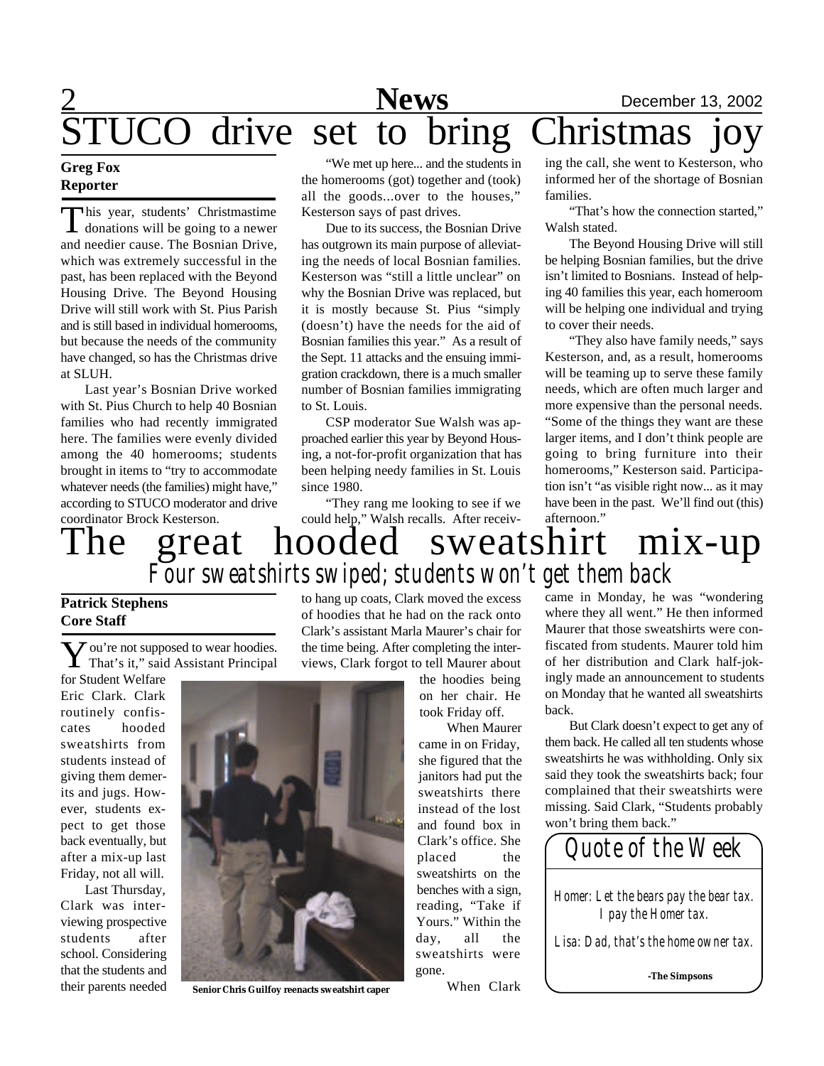# STUCO drive set to bring Christmas joy

**Greg Fox**
**Reporter**

This year, students' Christmastime donations will be going to a newer and needier cause. The Bosnian Drive, which was extremely successful in the past, has been replaced with the Beyond Housing Drive. The Beyond Housing Drive will still work with St. Pius Parish and is still based in individual homerooms, but because the needs of the community have changed, so has the Christmas drive at SLUH.

Last year's Bosnian Drive worked with St. Pius Church to help 40 Bosnian families who had recently immigrated here. The families were evenly divided among the 40 homerooms; students brought in items to "try to accommodate whatever needs (the families) might have," according to STUCO moderator and drive coordinator Brock Kesterson.

"We met up here... and the students in the homerooms (got) together and (took) all the goods...over to the houses," Kesterson says of past drives.

Due to its success, the Bosnian Drive has outgrown its main purpose of alleviating the needs of local Bosnian families. Kesterson was "still a little unclear" on why the Bosnian Drive was replaced, but it is mostly because St. Pius "simply (doesn't) have the needs for the aid of Bosnian families this year." As a result of the Sept. 11 attacks and the ensuing immigration crackdown, there is a much smaller number of Bosnian families immigrating to St. Louis.

CSP moderator Sue Walsh was approached earlier this year by Beyond Housing, a not-for-profit organization that has been helping needy families in St. Louis since 1980.

"They rang me looking to see if we could help," Walsh recalls. After receiving the call, she went to Kesterson, who informed her of the shortage of Bosnian families.

"That's how the connection started," Walsh stated.

The Beyond Housing Drive will still be helping Bosnian families, but the drive isn't limited to Bosnians. Instead of helping 40 families this year, each homeroom will be helping one individual and trying to cover their needs.

"They also have family needs," says Kesterson, and, as a result, homerooms will be teaming up to serve these family needs, which are often much larger and more expensive than the personal needs. "Some of the things they want are these larger items, and I don't think people are going to bring furniture into their homerooms," Kesterson said. Participation isn't "as visible right now... as it may have been in the past. We'll find out (this) afternoon."

# The great hooded sweatshirt mix-up

*Four sweatshirts swiped; students won't get them back*

**Patrick Stephens**
**Core Staff**

"You're not supposed to wear hoodies. That's it," said Assistant Principal for Student Welfare Eric Clark. Clark routinely confiscates hooded sweatshirts from students instead of giving them demerits and jugs. However, students expect to get those back eventually, but after a mix-up last Friday, not all will.

Last Thursday, Clark was interviewing prospective students after school. Considering that the students and their parents needed to hang up coats, Clark moved the excess of hoodies that he had on the rack onto Clark's assistant Marla Maurer's chair for the time being. After completing the interviews, Clark forgot to tell Maurer about the hoodies being on her chair. He took Friday off.

Senior Chris Guilfoy reenacts sweatshirt caper

When Maurer came in on Friday, she figured that the janitors had put the sweatshirts there instead of the lost and found box in Clark's office. She placed the sweatshirts on the benches with a sign, reading, "Take if Yours." Within the day, all the sweatshirts were gone.

When Clark came in Monday, he was "wondering where they all went." He then informed Maurer that those sweatshirts were confiscated from students. Maurer told him of her distribution and Clark half-jokingly made an announcement to students on Monday that he wanted all sweatshirts back.

But Clark doesn't expect to get any of them back. He called all ten students whose sweatshirts he was withholding. Only six said they took the sweatshirts back; four complained that their sweatshirts were missing. Said Clark, "Students probably won't bring them back."

## Quote of the Week

*Homer: Let the bears pay the bear tax. I pay the Homer tax.*

*Lisa: Dad, that's the home owner tax.*

**-The Simpsons**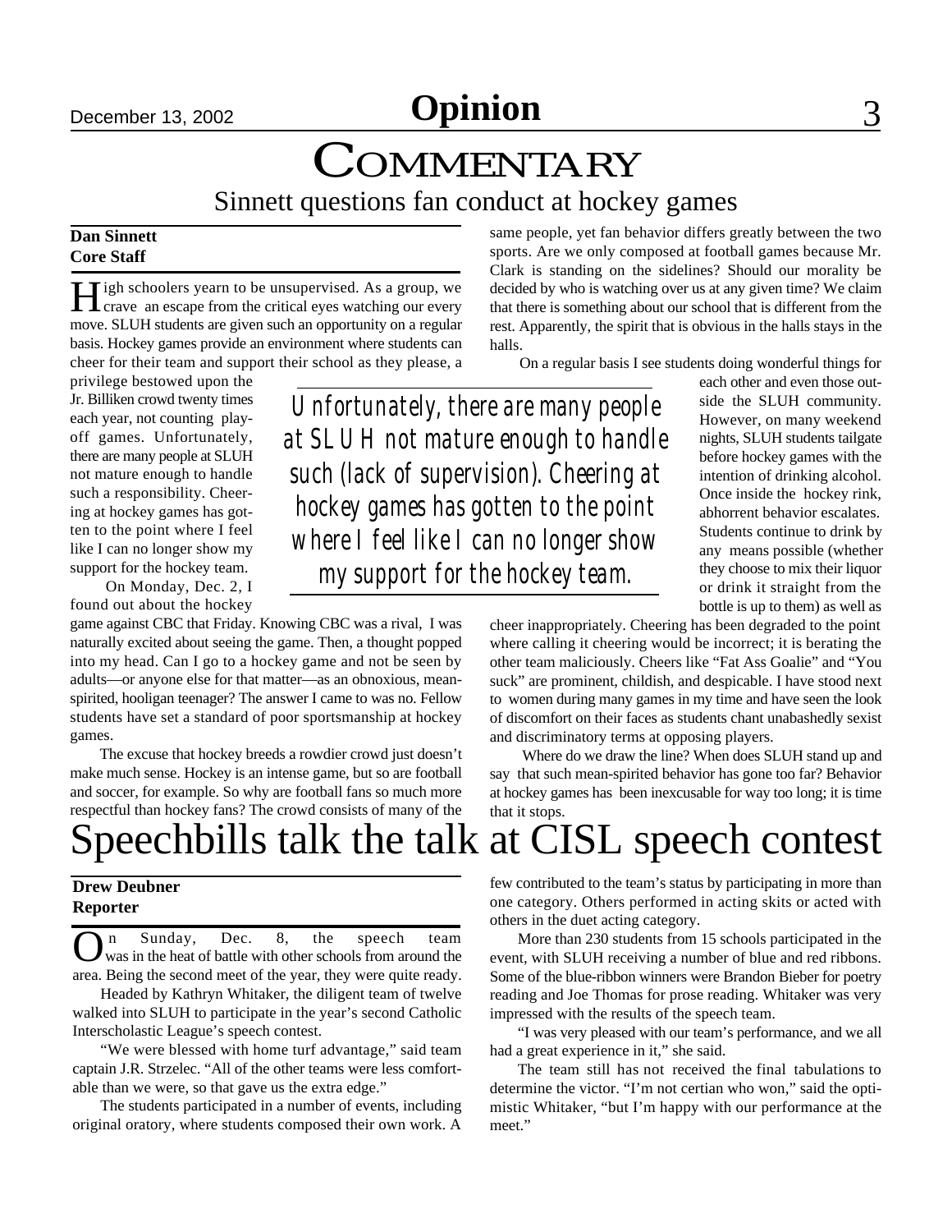# Commentary

## Sinnett questions fan conduct at hockey games

**Dan Sinnett**
**Core Staff**

High schoolers yearn to be unsupervised. As a group, we crave an escape from the critical eyes watching our every move. SLUH students are given such an opportunity on a regular basis. Hockey games provide an environment where students can cheer for their team and support their school as they please, a privilege bestowed upon the Jr. Billiken crowd twenty times each year, not counting playoff games. Unfortunately, there are many people at SLUH not mature enough to handle such a responsibility. Cheering at hockey games has gotten to the point where I feel like I can no longer show my support for the hockey team.

On Monday, Dec. 2, I found out about the hockey game against CBC that Friday. Knowing CBC was a rival, I was naturally excited about seeing the game. Then, a thought popped into my head. Can I go to a hockey game and not be seen by adults—or anyone else for that matter—as an obnoxious, mean-spirited, hooligan teenager? The answer I came to was no. Fellow students have set a standard of poor sportsmanship at hockey games.

The excuse that hockey breeds a rowdier crowd just doesn't make much sense. Hockey is an intense game, but so are football and soccer, for example. So why are football fans so much more respectful than hockey fans? The crowd consists of many of the same people, yet fan behavior differs greatly between the two sports. Are we only composed at football games because Mr. Clark is standing on the sidelines? Should our morality be decided by who is watching over us at any given time? We claim that there is something about our school that is different from the rest. Apparently, the spirit that is obvious in the halls stays in the halls.

*Unfortunately, there are many people at SLUH not mature enough to handle such (lack of supervision). Cheering at hockey games has gotten to the point where I feel like I can no longer show my support for the hockey team.*

On a regular basis I see students doing wonderful things for each other and even those outside the SLUH community. However, on many weekend nights, SLUH students tailgate before hockey games with the intention of drinking alcohol. Once inside the hockey rink, abhorrent behavior escalates. Students continue to drink by any means possible (whether they choose to mix their liquor or drink it straight from the bottle is up to them) as well as cheer inappropriately. Cheering has been degraded to the point where calling it cheering would be incorrect; it is berating the other team maliciously. Cheers like "Fat Ass Goalie" and "You suck" are prominent, childish, and despicable. I have stood next to women during many games in my time and have seen the look of discomfort on their faces as students chant unabashedly sexist and discriminatory terms at opposing players.

Where do we draw the line? When does SLUH stand up and say that such mean-spirited behavior has gone too far? Behavior at hockey games has been inexcusable for way too long; it is time that it stops.

# Speechbills talk the talk at CISL speech contest

**Drew Deubner**
**Reporter**

On Sunday, Dec. 8, the speech team was in the heat of battle with other schools from around the area. Being the second meet of the year, they were quite ready.

Headed by Kathryn Whitaker, the diligent team of twelve walked into SLUH to participate in the year's second Catholic Interscholastic League's speech contest.

"We were blessed with home turf advantage," said team captain J.R. Strzelec. "All of the other teams were less comfortable than we were, so that gave us the extra edge."

The students participated in a number of events, including original oratory, where students composed their own work. A few contributed to the team's status by participating in more than one category. Others performed in acting skits or acted with others in the duet acting category.

More than 230 students from 15 schools participated in the event, with SLUH receiving a number of blue and red ribbons. Some of the blue-ribbon winners were Brandon Bieber for poetry reading and Joe Thomas for prose reading. Whitaker was very impressed with the results of the speech team.

"I was very pleased with our team's performance, and we all had a great experience in it," she said.

The team still has not received the final tabulations to determine the victor. "I'm not certian who won," said the optimistic Whitaker, "but I'm happy with our performance at the meet."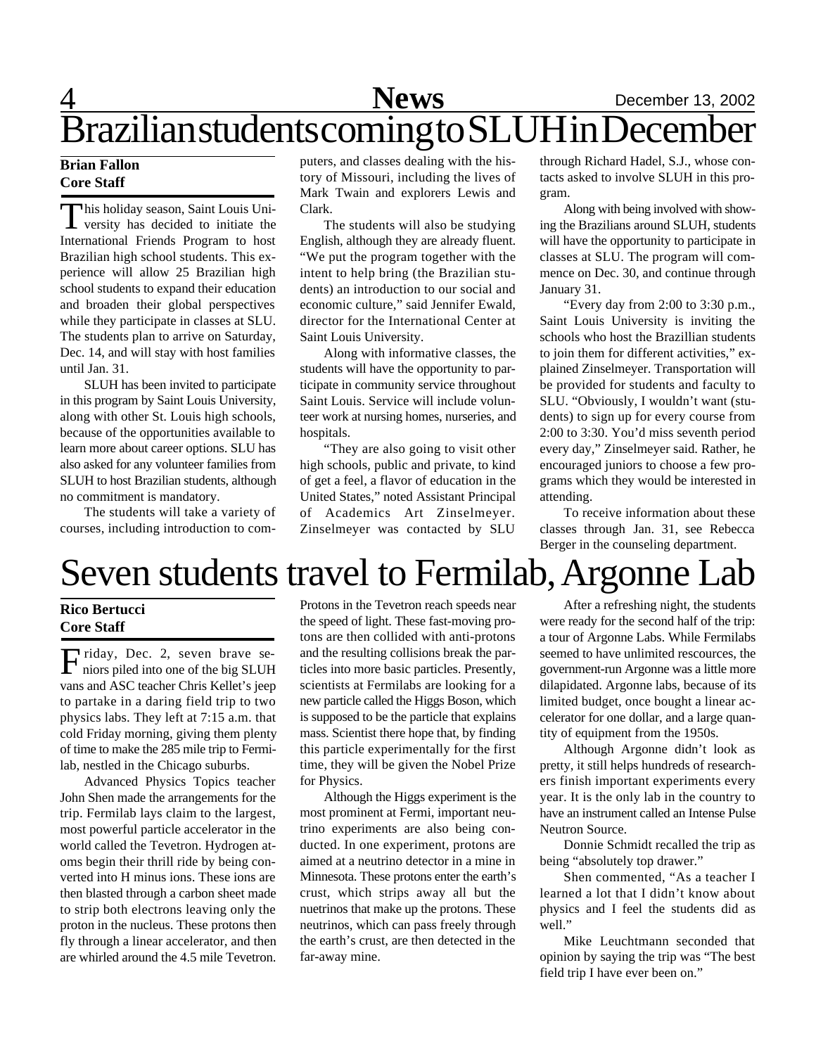# Brazilian students coming to SLUH in December

**Brian Fallon**
**Core Staff**

This holiday season, Saint Louis University has decided to initiate the International Friends Program to host Brazilian high school students. This experience will allow 25 Brazilian high school students to expand their education and broaden their global perspectives while they participate in classes at SLU. The students plan to arrive on Saturday, Dec. 14, and will stay with host families until Jan. 31.

SLUH has been invited to participate in this program by Saint Louis University, along with other St. Louis high schools, because of the opportunities available to learn more about career options. SLU has also asked for any volunteer families from SLUH to host Brazilian students, although no commitment is mandatory.

The students will take a variety of courses, including introduction to computers, and classes dealing with the history of Missouri, including the lives of Mark Twain and explorers Lewis and Clark.

The students will also be studying English, although they are already fluent. "We put the program together with the intent to help bring (the Brazilian students) an introduction to our social and economic culture," said Jennifer Ewald, director for the International Center at Saint Louis University.

Along with informative classes, the students will have the opportunity to participate in community service throughout Saint Louis. Service will include volunteer work at nursing homes, nurseries, and hospitals.

"They are also going to visit other high schools, public and private, to kind of get a feel, a flavor of education in the United States," noted Assistant Principal of Academics Art Zinselmeyer. Zinselmeyer was contacted by SLU through Richard Hadel, S.J., whose contacts asked to involve SLUH in this program.

Along with being involved with showing the Brazilians around SLUH, students will have the opportunity to participate in classes at SLU. The program will commence on Dec. 30, and continue through January 31.

"Every day from 2:00 to 3:30 p.m., Saint Louis University is inviting the schools who host the Brazillian students to join them for different activities," explained Zinselmeyer. Transportation will be provided for students and faculty to SLU. "Obviously, I wouldn't want (students) to sign up for every course from 2:00 to 3:30. You'd miss seventh period every day," Zinselmeyer said. Rather, he encouraged juniors to choose a few programs which they would be interested in attending.

To receive information about these classes through Jan. 31, see Rebecca Berger in the counseling department.

# Seven students travel to Fermilab, Argonne Lab

**Rico Bertucci**
**Core Staff**

Friday, Dec. 2, seven brave seniors piled into one of the big SLUH vans and ASC teacher Chris Kellet's jeep to partake in a daring field trip to two physics labs. They left at 7:15 a.m. that cold Friday morning, giving them plenty of time to make the 285 mile trip to Fermilab, nestled in the Chicago suburbs.

Advanced Physics Topics teacher John Shen made the arrangements for the trip. Fermilab lays claim to the largest, most powerful particle accelerator in the world called the Tevetron. Hydrogen atoms begin their thrill ride by being converted into H minus ions. These ions are then blasted through a carbon sheet made to strip both electrons leaving only the proton in the nucleus. These protons then fly through a linear accelerator, and then are whirled around the 4.5 mile Tevetron. Protons in the Tevetron reach speeds near the speed of light. These fast-moving protons are then collided with anti-protons and the resulting collisions break the particles into more basic particles. Presently, scientists at Fermilabs are looking for a new particle called the Higgs Boson, which is supposed to be the particle that explains mass. Scientist there hope that, by finding this particle experimentally for the first time, they will be given the Nobel Prize for Physics.

Although the Higgs experiment is the most prominent at Fermi, important neutrino experiments are also being conducted. In one experiment, protons are aimed at a neutrino detector in a mine in Minnesota. These protons enter the earth's crust, which strips away all but the nuetrinos that make up the protons. These neutrinos, which can pass freely through the earth's crust, are then detected in the far-away mine.

After a refreshing night, the students were ready for the second half of the trip: a tour of Argonne Labs. While Fermilabs seemed to have unlimited rescources, the government-run Argonne was a little more dilapidated. Argonne labs, because of its limited budget, once bought a linear accelerator for one dollar, and a large quantity of equipment from the 1950s.

Although Argonne didn't look as pretty, it still helps hundreds of researchers finish important experiments every year. It is the only lab in the country to have an instrument called an Intense Pulse Neutron Source.

Donnie Schmidt recalled the trip as being "absolutely top drawer."

Shen commented, "As a teacher I learned a lot that I didn't know about physics and I feel the students did as well."

Mike Leuchtmann seconded that opinion by saying the trip was "The best field trip I have ever been on."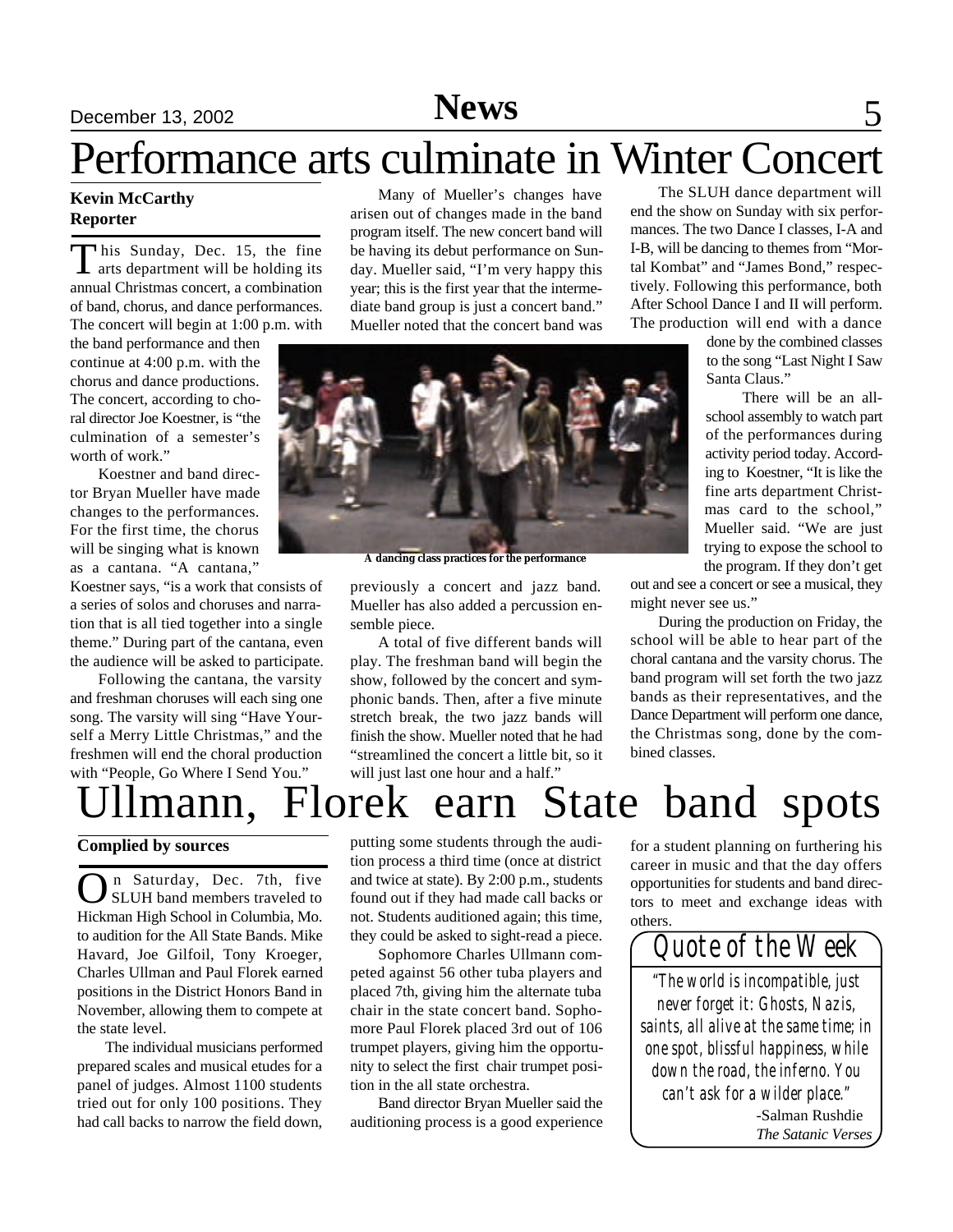# Performance arts culminate in Winter Concert

**Kevin McCarthy**
**Reporter**

This Sunday, Dec. 15, the fine arts department will be holding its annual Christmas concert, a combination of band, chorus, and dance performances. The concert will begin at 1:00 p.m. with the band performance and then continue at 4:00 p.m. with the chorus and dance productions. The concert, according to choral director Joe Koestner, is "the culmination of a semester's worth of work."

Koestner and band director Bryan Mueller have made changes to the performances. For the first time, the chorus will be singing what is known as a cantana. "A cantana," Koestner says, "is a work that consists of a series of solos and choruses and narration that is all tied together into a single theme." During part of the cantana, even the audience will be asked to participate.

Following the cantana, the varsity and freshman choruses will each sing one song. The varsity will sing "Have Yourself a Merry Little Christmas," and the freshmen will end the choral production with "People, Go Where I Send You."

Many of Mueller's changes have arisen out of changes made in the band program itself. The new concert band will be having its debut performance on Sunday. Mueller said, "I'm very happy this year; this is the first year that the intermediate band group is just a concert band." Mueller noted that the concert band was previously a concert and jazz band. Mueller has also added a percussion ensemble piece.

A dancing class practices for the performance

A total of five different bands will play. The freshman band will begin the show, followed by the concert and symphonic bands. Then, after a five minute stretch break, the two jazz bands will finish the show. Mueller noted that he had "streamlined the concert a little bit, so it will just last one hour and a half."

The SLUH dance department will end the show on Sunday with six performances. The two Dance I classes, I-A and I-B, will be dancing to themes from "Mortal Kombat" and "James Bond," respectively. Following this performance, both After School Dance I and II will perform. The production will end with a dance done by the combined classes to the song "Last Night I Saw Santa Claus."

There will be an all-school assembly to watch part of the performances during activity period today. According to Koestner, "It is like the fine arts department Christmas card to the school," Mueller said. "We are just trying to expose the school to the program. If they don't get out and see a concert or see a musical, they might never see us."

During the production on Friday, the school will be able to hear part of the choral cantana and the varsity chorus. The band program will set forth the two jazz bands as their representatives, and the Dance Department will perform one dance, the Christmas song, done by the combined classes.

# Ullmann, Florek earn State band spots

**Complied by sources**

On Saturday, Dec. 7th, five SLUH band members traveled to Hickman High School in Columbia, Mo. to audition for the All State Bands. Mike Havard, Joe Gilfoil, Tony Kroeger, Charles Ullman and Paul Florek earned positions in the District Honors Band in November, allowing them to compete at the state level.

The individual musicians performed prepared scales and musical etudes for a panel of judges. Almost 1100 students tried out for only 100 positions. They had call backs to narrow the field down, putting some students through the audition process a third time (once at district and twice at state). By 2:00 p.m., students found out if they had made call backs or not. Students auditioned again; this time, they could be asked to sight-read a piece.

Sophomore Charles Ullmann competed against 56 other tuba players and placed 7th, giving him the alternate tuba chair in the state concert band. Sophomore Paul Florek placed 3rd out of 106 trumpet players, giving him the opportunity to select the first chair trumpet position in the all state orchestra.

Band director Bryan Mueller said the auditioning process is a good experience for a student planning on furthering his career in music and that the day offers opportunities for students and band directors to meet and exchange ideas with others.

## Quote of the Week

*"The world is incompatible, just never forget it: Ghosts, Nazis, saints, all alive at the same time; in one spot, blissful happiness, while down the road, the inferno. You can't ask for a wilder place."*

-Salman Rushdie
*The Satanic Verses*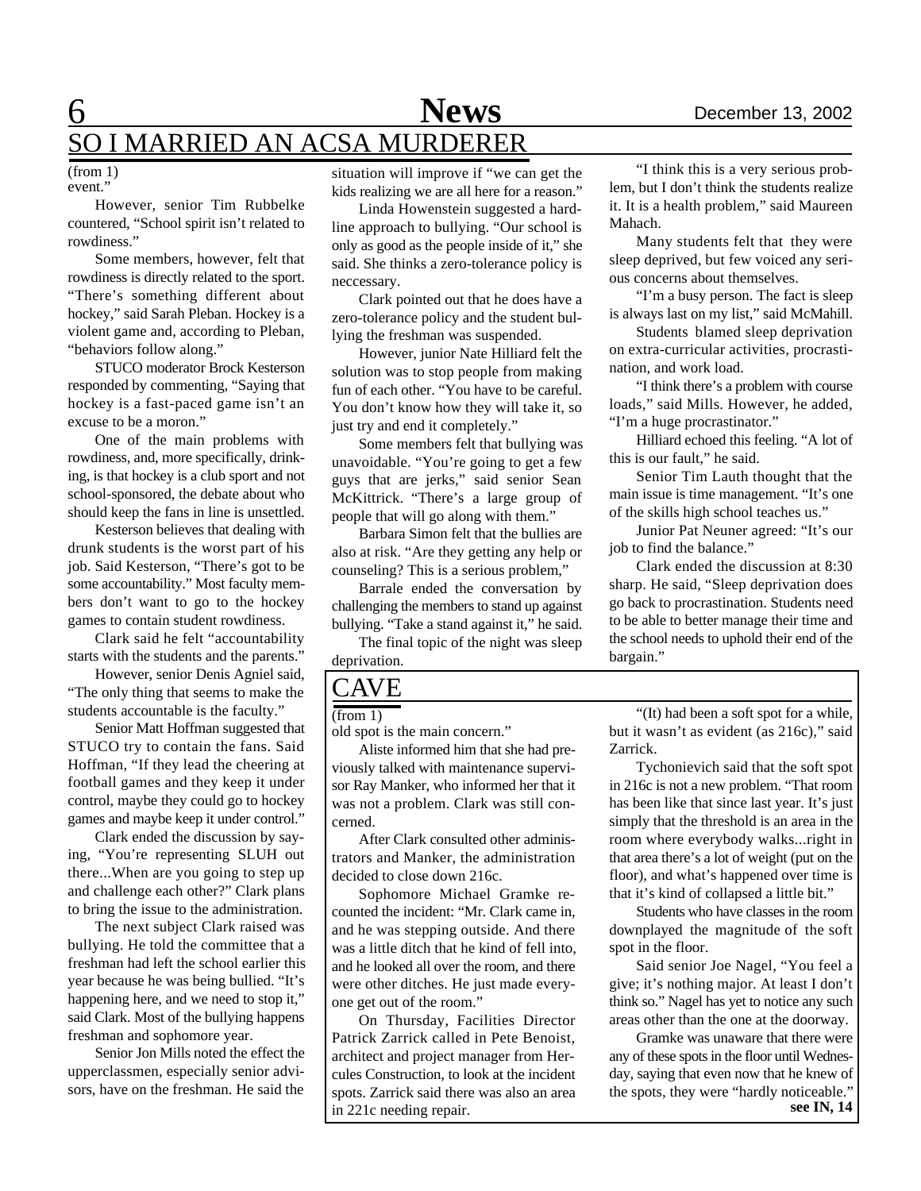## SO I MARRIED AN ACSA MURDERER

(from 1)

event."

However, senior Tim Rubbelke countered, "School spirit isn't related to rowdiness."

Some members, however, felt that rowdiness is directly related to the sport. "There's something different about hockey," said Sarah Pleban. Hockey is a violent game and, according to Pleban, "behaviors follow along."

STUCO moderator Brock Kesterson responded by commenting, "Saying that hockey is a fast-paced game isn't an excuse to be a moron."

One of the main problems with rowdiness, and, more specifically, drinking, is that hockey is a club sport and not school-sponsored, the debate about who should keep the fans in line is unsettled.

Kesterson believes that dealing with drunk students is the worst part of his job. Said Kesterson, "There's got to be some accountability." Most faculty members don't want to go to the hockey games to contain student rowdiness.

Clark said he felt "accountability starts with the students and the parents."

However, senior Denis Agniel said, "The only thing that seems to make the students accountable is the faculty."

Senior Matt Hoffman suggested that STUCO try to contain the fans. Said Hoffman, "If they lead the cheering at football games and they keep it under control, maybe they could go to hockey games and maybe keep it under control."

Clark ended the discussion by saying, "You're representing SLUH out there...When are you going to step up and challenge each other?" Clark plans to bring the issue to the administration.

The next subject Clark raised was bullying. He told the committee that a freshman had left the school earlier this year because he was being bullied. "It's happening here, and we need to stop it," said Clark. Most of the bullying happens freshman and sophomore year.

Senior Jon Mills noted the effect the upperclassmen, especially senior advisors, have on the freshman. He said the situation will improve if "we can get the kids realizing we are all here for a reason."

Linda Howenstein suggested a hard-line approach to bullying. "Our school is only as good as the people inside of it," she said. She thinks a zero-tolerance policy is neccessary.

Clark pointed out that he does have a zero-tolerance policy and the student bullying the freshman was suspended.

However, junior Nate Hilliard felt the solution was to stop people from making fun of each other. "You have to be careful. You don't know how they will take it, so just try and end it completely."

Some members felt that bullying was unavoidable. "You're going to get a few guys that are jerks," said senior Sean McKittrick. "There's a large group of people that will go along with them."

Barbara Simon felt that the bullies are also at risk. "Are they getting any help or counseling? This is a serious problem,"

Barrale ended the conversation by challenging the members to stand up against bullying. "Take a stand against it," he said.

The final topic of the night was sleep deprivation.

"I think this is a very serious problem, but I don't think the students realize it. It is a health problem," said Maureen Mahach.

Many students felt that they were sleep deprived, but few voiced any serious concerns about themselves.

"I'm a busy person. The fact is sleep is always last on my list," said McMahill.

Students blamed sleep deprivation on extra-curricular activities, procrastination, and work load.

"I think there's a problem with course loads," said Mills. However, he added, "I'm a huge procrastinator."

Hilliard echoed this feeling. "A lot of this is our fault," he said.

Senior Tim Lauth thought that the main issue is time management. "It's one of the skills high school teaches us."

Junior Pat Neuner agreed: "It's our job to find the balance."

Clark ended the discussion at 8:30 sharp. He said, "Sleep deprivation does go back to procrastination. Students need to be able to better manage their time and the school needs to uphold their end of the bargain."

## CAVE

(from 1)

old spot is the main concern."

Aliste informed him that she had previously talked with maintenance supervisor Ray Manker, who informed her that it was not a problem. Clark was still concerned.

After Clark consulted other administrators and Manker, the administration decided to close down 216c.

Sophomore Michael Gramke recounted the incident: "Mr. Clark came in, and he was stepping outside. And there was a little ditch that he kind of fell into, and he looked all over the room, and there were other ditches. He just made everyone get out of the room."

On Thursday, Facilities Director Patrick Zarrick called in Pete Benoist, architect and project manager from Hercules Construction, to look at the incident spots. Zarrick said there was also an area in 221c needing repair.

"(It) had been a soft spot for a while, but it wasn't as evident (as 216c)," said Zarrick.

Tychonievich said that the soft spot in 216c is not a new problem. "That room has been like that since last year. It's just simply that the threshold is an area in the room where everybody walks...right in that area there's a lot of weight (put on the floor), and what's happened over time is that it's kind of collapsed a little bit."

Students who have classes in the room downplayed the magnitude of the soft spot in the floor.

Said senior Joe Nagel, "You feel a give; it's nothing major. At least I don't think so." Nagel has yet to notice any such areas other than the one at the doorway.

Gramke was unaware that there were any of these spots in the floor until Wednesday, saying that even now that he knew of the spots, they were "hardly noticeable."

**see IN, 14**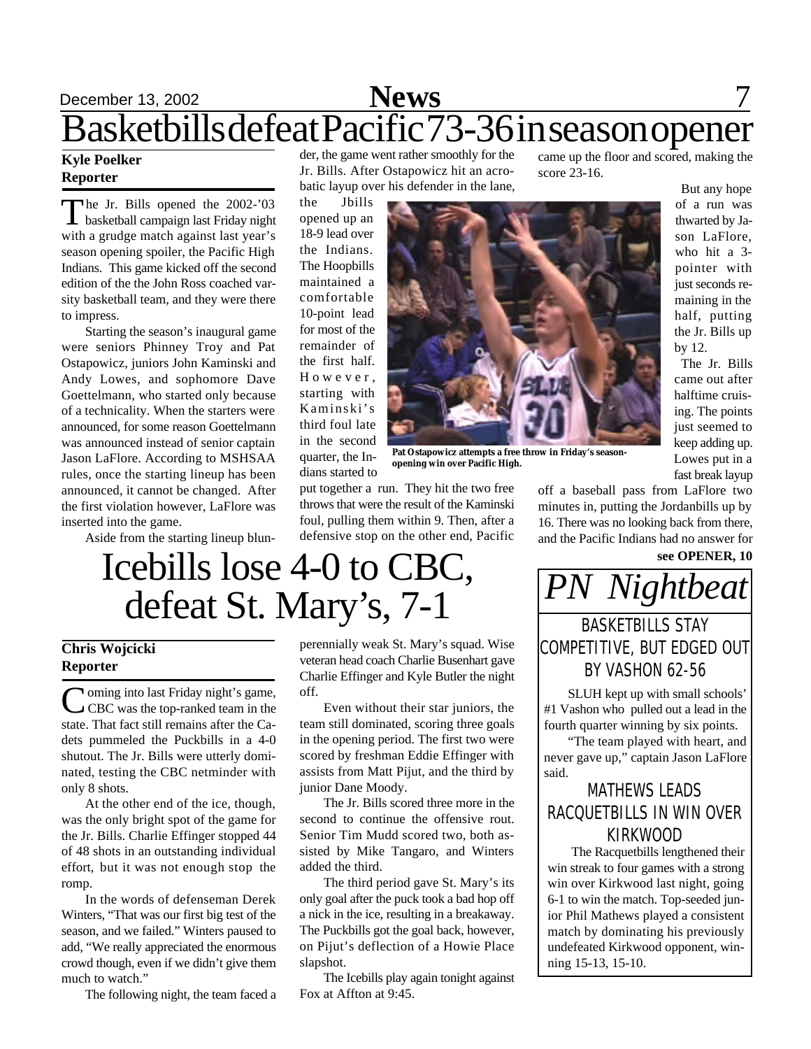# Basketbills defeat Pacific 73-36 in season opener

**Kyle Poelker**
**Reporter**

The Jr. Bills opened the 2002-'03 basketball campaign last Friday night with a grudge match against last year's season opening spoiler, the Pacific High Indians. This game kicked off the second edition of the the John Ross coached varsity basketball team, and they were there to impress.

Starting the season's inaugural game were seniors Phinney Troy and Pat Ostapowicz, juniors John Kaminski and Andy Lowes, and sophomore Dave Goettelmann, who started only because of a technicality. When the starters were announced, for some reason Goettelmann was announced instead of senior captain Jason LaFlore. According to MSHSAA rules, once the starting lineup has been announced, it cannot be changed. After the first violation however, LaFlore was inserted into the game.

Aside from the starting lineup blunder, the game went rather smoothly for the Jr. Bills. After Ostapowicz hit an acrobatic layup over his defender in the lane, the Jbills opened up an 18-9 lead over the Indians. The Hoopbills maintained a comfortable 10-point lead for most of the remainder of the first half. However, starting with Kaminski's third foul late in the second quarter, the Indians started to put together a run. They hit the two free throws that were the result of the Kaminski foul, pulling them within 9. Then, after a defensive stop on the other end, Pacific came up the floor and scored, making the score 23-16.

Pat Ostapowicz attempts a free throw in Friday's season-opening win over Pacific High.

But any hope of a run was thwarted by Jason LaFlore, who hit a 3-pointer with just seconds remaining in the half, putting the Jr. Bills up by 12.

The Jr. Bills came out after halftime cruising. The points just seemed to keep adding up. Lowes put in a fast break layup off a baseball pass from LaFlore two minutes in, putting the Jordanbills up by 16. There was no looking back from there, and the Pacific Indians had no answer for

**see OPENER, 10**

# Icebills lose 4-0 to CBC, defeat St. Mary's, 7-1

**Chris Wojcicki**
**Reporter**

Coming into last Friday night's game, CBC was the top-ranked team in the state. That fact still remains after the Cadets pummeled the Puckbills in a 4-0 shutout. The Jr. Bills were utterly dominated, testing the CBC netminder with only 8 shots.

At the other end of the ice, though, was the only bright spot of the game for the Jr. Bills. Charlie Effinger stopped 44 of 48 shots in an outstanding individual effort, but it was not enough stop the romp.

In the words of defenseman Derek Winters, "That was our first big test of the season, and we failed." Winters paused to add, "We really appreciated the enormous crowd though, even if we didn't give them much to watch."

The following night, the team faced a perennially weak St. Mary's squad. Wise veteran head coach Charlie Busenhart gave Charlie Effinger and Kyle Butler the night off.

Even without their star juniors, the team still dominated, scoring three goals in the opening period. The first two were scored by freshman Eddie Effinger with assists from Matt Pijut, and the third by junior Dane Moody.

The Jr. Bills scored three more in the second to continue the offensive rout. Senior Tim Mudd scored two, both assisted by Mike Tangaro, and Winters added the third.

The third period gave St. Mary's its only goal after the puck took a bad hop off a nick in the ice, resulting in a breakaway. The Puckbills got the goal back, however, on Pijut's deflection of a Howie Place slapshot.

The Icebills play again tonight against Fox at Affton at 9:45.

## *PN Nightbeat*

### BASKETBILLS STAY COMPETITIVE, BUT EDGED OUT BY VASHON 62-56

SLUH kept up with small schools' #1 Vashon who pulled out a lead in the fourth quarter winning by six points.

"The team played with heart, and never gave up," captain Jason LaFlore said.

### MATHEWS LEADS RACQUETBILLS IN WIN OVER KIRKWOOD

The Racquetbills lengthened their win streak to four games with a strong win over Kirkwood last night, going 6-1 to win the match. Top-seeded junior Phil Mathews played a consistent match by dominating his previously undefeated Kirkwood opponent, winning 15-13, 15-10.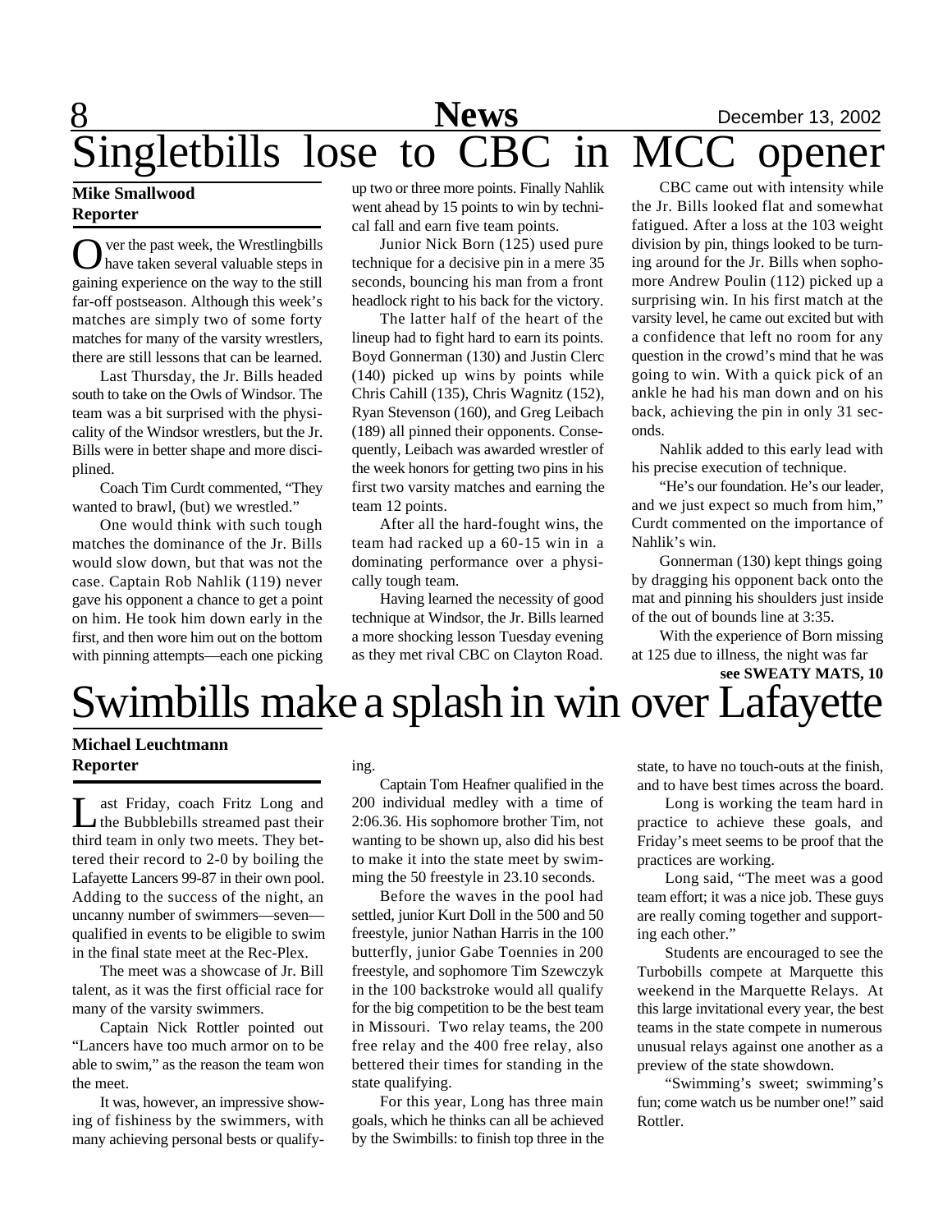# Singletbills lose to CBC in MCC opener

**Mike Smallwood**
**Reporter**

Over the past week, the Wrestlingbills have taken several valuable steps in gaining experience on the way to the still far-off postseason. Although this week's matches are simply two of some forty matches for many of the varsity wrestlers, there are still lessons that can be learned.

Last Thursday, the Jr. Bills headed south to take on the Owls of Windsor. The team was a bit surprised with the physicality of the Windsor wrestlers, but the Jr. Bills were in better shape and more disciplined.

Coach Tim Curdt commented, "They wanted to brawl, (but) we wrestled."

One would think with such tough matches the dominance of the Jr. Bills would slow down, but that was not the case. Captain Rob Nahlik (119) never gave his opponent a chance to get a point on him. He took him down early in the first, and then wore him out on the bottom with pinning attempts—each one picking up two or three more points. Finally Nahlik went ahead by 15 points to win by technical fall and earn five team points.

Junior Nick Born (125) used pure technique for a decisive pin in a mere 35 seconds, bouncing his man from a front headlock right to his back for the victory.

The latter half of the heart of the lineup had to fight hard to earn its points. Boyd Gonnerman (130) and Justin Clerc (140) picked up wins by points while Chris Cahill (135), Chris Wagnitz (152), Ryan Stevenson (160), and Greg Leibach (189) all pinned their opponents. Consequently, Leibach was awarded wrestler of the week honors for getting two pins in his first two varsity matches and earning the team 12 points.

After all the hard-fought wins, the team had racked up a 60-15 win in a dominating performance over a physically tough team.

Having learned the necessity of good technique at Windsor, the Jr. Bills learned a more shocking lesson Tuesday evening as they met rival CBC on Clayton Road.

CBC came out with intensity while the Jr. Bills looked flat and somewhat fatigued. After a loss at the 103 weight division by pin, things looked to be turning around for the Jr. Bills when sophomore Andrew Poulin (112) picked up a surprising win. In his first match at the varsity level, he came out excited but with a confidence that left no room for any question in the crowd's mind that he was going to win. With a quick pick of an ankle he had his man down and on his back, achieving the pin in only 31 seconds.

Nahlik added to this early lead with his precise execution of technique.

"He's our foundation. He's our leader, and we just expect so much from him," Curdt commented on the importance of Nahlik's win.

Gonnerman (130) kept things going by dragging his opponent back onto the mat and pinning his shoulders just inside of the out of bounds line at 3:35.

With the experience of Born missing at 125 due to illness, the night was far

**see SWEATY MATS, 10**

# Swimbills make a splash in win over Lafayette

**Michael Leuchtmann**
**Reporter**

Last Friday, coach Fritz Long and the Bubblebills streamed past their third team in only two meets. They bettered their record to 2-0 by boiling the Lafayette Lancers 99-87 in their own pool. Adding to the success of the night, an uncanny number of swimmers—seven—qualified in events to be eligible to swim in the final state meet at the Rec-Plex.

The meet was a showcase of Jr. Bill talent, as it was the first official race for many of the varsity swimmers.

Captain Nick Rottler pointed out "Lancers have too much armor on to be able to swim," as the reason the team won the meet.

It was, however, an impressive showing of fishiness by the swimmers, with many achieving personal bests or qualifying.

Captain Tom Heafner qualified in the 200 individual medley with a time of 2:06.36. His sophomore brother Tim, not wanting to be shown up, also did his best to make it into the state meet by swimming the 50 freestyle in 23.10 seconds.

Before the waves in the pool had settled, junior Kurt Doll in the 500 and 50 freestyle, junior Nathan Harris in the 100 butterfly, junior Gabe Toennies in 200 freestyle, and sophomore Tim Szewczyk in the 100 backstroke would all qualify for the big competition to be the best team in Missouri. Two relay teams, the 200 free relay and the 400 free relay, also bettered their times for standing in the state qualifying.

For this year, Long has three main goals, which he thinks can all be achieved by the Swimbills: to finish top three in the state, to have no touch-outs at the finish, and to have best times across the board.

Long is working the team hard in practice to achieve these goals, and Friday's meet seems to be proof that the practices are working.

Long said, "The meet was a good team effort; it was a nice job. These guys are really coming together and supporting each other."

Students are encouraged to see the Turbobills compete at Marquette this weekend in the Marquette Relays. At this large invitational every year, the best teams in the state compete in numerous unusual relays against one another as a preview of the state showdown.

"Swimming's sweet; swimming's fun; come watch us be number one!" said Rottler.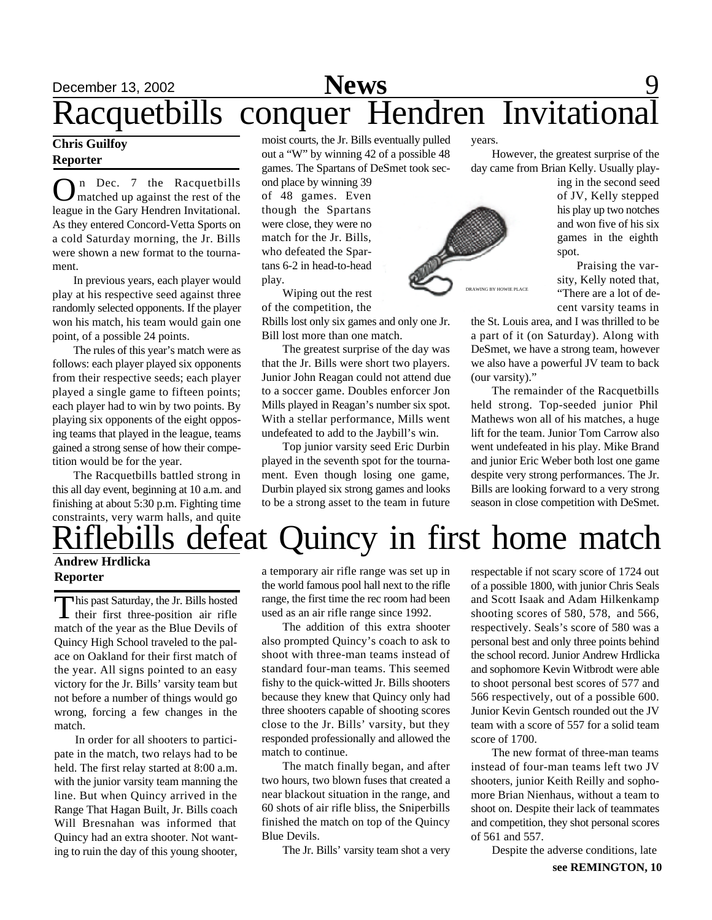# Racquetbills conquer Hendren Invitational

**Chris Guilfoy**
**Reporter**

On Dec. 7 the Racquetbills matched up against the rest of the league in the Gary Hendren Invitational. As they entered Concord-Vetta Sports on a cold Saturday morning, the Jr. Bills were shown a new format to the tournament.

In previous years, each player would play at his respective seed against three randomly selected opponents. If the player won his match, his team would gain one point, of a possible 24 points.

The rules of this year's match were as follows: each player played six opponents from their respective seeds; each player played a single game to fifteen points; each player had to win by two points. By playing six opponents of the eight opposing teams that played in the league, teams gained a strong sense of how their competition would be for the year.

The Racquetbills battled strong in this all day event, beginning at 10 a.m. and finishing at about 5:30 p.m. Fighting time constraints, very warm halls, and quite moist courts, the Jr. Bills eventually pulled out a "W" by winning 42 of a possible 48 games. The Spartans of DeSmet took second place by winning 39 of 48 games. Even though the Spartans were close, they were no match for the Jr. Bills, who defeated the Spartans 6-2 in head-to-head play.

Wiping out the rest of the competition, the Rbills lost only six games and only one Jr. Bill lost more than one match.

The greatest surprise of the day was that the Jr. Bills were short two players. Junior John Reagan could not attend due to a soccer game. Doubles enforcer Jon Mills played in Reagan's number six spot. With a stellar performance, Mills went undefeated to add to the Jaybill's win.

Top junior varsity seed Eric Durbin played in the seventh spot for the tournament. Even though losing one game, Durbin played six strong games and looks to be a strong asset to the team in future years.

However, the greatest surprise of the day came from Brian Kelly. Usually playing in the second seed of JV, Kelly stepped his play up two notches and won five of his six games in the eighth spot.

DRAWING BY HOWIE PLACE

Praising the varsity, Kelly noted that, "There are a lot of decent varsity teams in the St. Louis area, and I was thrilled to be a part of it (on Saturday). Along with DeSmet, we have a strong team, however we also have a powerful JV team to back (our varsity)."

The remainder of the Racquetbills held strong. Top-seeded junior Phil Mathews won all of his matches, a huge lift for the team. Junior Tom Carrow also went undefeated in his play. Mike Brand and junior Eric Weber both lost one game despite very strong performances. The Jr. Bills are looking forward to a very strong season in close competition with DeSmet.

# Riflebills defeat Quincy in first home match

**Andrew Hrdlicka**
**Reporter**

This past Saturday, the Jr. Bills hosted their first three-position air rifle match of the year as the Blue Devils of Quincy High School traveled to the palace on Oakland for their first match of the year. All signs pointed to an easy victory for the Jr. Bills' varsity team but not before a number of things would go wrong, forcing a few changes in the match.

In order for all shooters to participate in the match, two relays had to be held. The first relay started at 8:00 a.m. with the junior varsity team manning the line. But when Quincy arrived in the Range That Hagan Built, Jr. Bills coach Will Bresnahan was informed that Quincy had an extra shooter. Not wanting to ruin the day of this young shooter, a temporary air rifle range was set up in the world famous pool hall next to the rifle range, the first time the rec room had been used as an air rifle range since 1992.

The addition of this extra shooter also prompted Quincy's coach to ask to shoot with three-man teams instead of standard four-man teams. This seemed fishy to the quick-witted Jr. Bills shooters because they knew that Quincy only had three shooters capable of shooting scores close to the Jr. Bills' varsity, but they responded professionally and allowed the match to continue.

The match finally began, and after two hours, two blown fuses that created a near blackout situation in the range, and 60 shots of air rifle bliss, the Sniperbills finished the match on top of the Quincy Blue Devils.

The Jr. Bills' varsity team shot a very respectable if not scary score of 1724 out of a possible 1800, with junior Chris Seals and Scott Isaak and Adam Hilkenkamp shooting scores of 580, 578, and 566, respectively. Seals's score of 580 was a personal best and only three points behind the school record. Junior Andrew Hrdlicka and sophomore Kevin Witbrodt were able to shoot personal best scores of 577 and 566 respectively, out of a possible 600. Junior Kevin Gentsch rounded out the JV team with a score of 557 for a solid team score of 1700.

The new format of three-man teams instead of four-man teams left two JV shooters, junior Keith Reilly and sophomore Brian Nienhaus, without a team to shoot on. Despite their lack of teammates and competition, they shot personal scores of 561 and 557.

Despite the adverse conditions, late

**see REMINGTON, 10**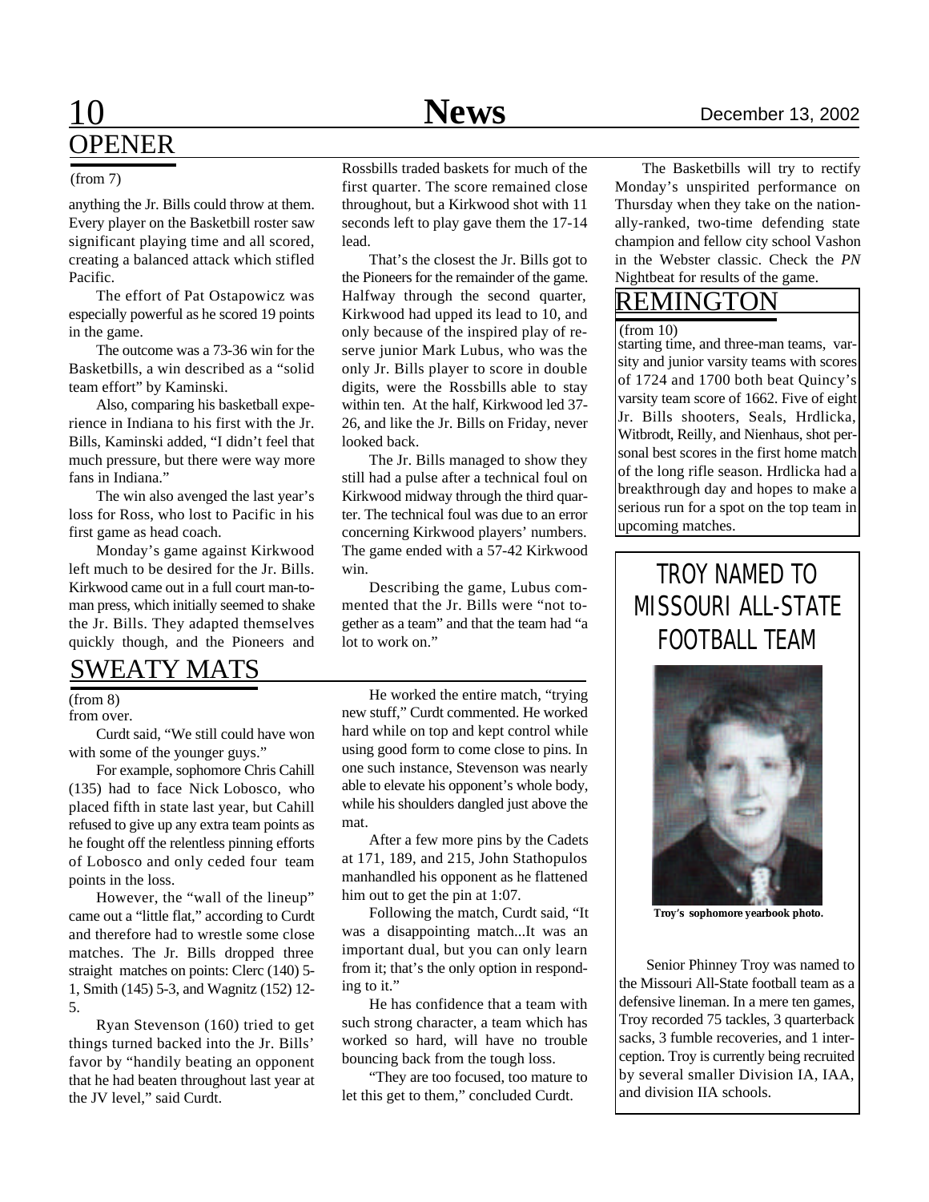## OPENER

(from 7)

anything the Jr. Bills could throw at them. Every player on the Basketbill roster saw significant playing time and all scored, creating a balanced attack which stifled Pacific.

The effort of Pat Ostapowicz was especially powerful as he scored 19 points in the game.

The outcome was a 73-36 win for the Basketbills, a win described as a "solid team effort" by Kaminski.

Also, comparing his basketball experience in Indiana to his first with the Jr. Bills, Kaminski added, "I didn't feel that much pressure, but there were way more fans in Indiana."

The win also avenged the last year's loss for Ross, who lost to Pacific in his first game as head coach.

Monday's game against Kirkwood left much to be desired for the Jr. Bills. Kirkwood came out in a full court man-to-man press, which initially seemed to shake the Jr. Bills. They adapted themselves quickly though, and the Pioneers and Rossbills traded baskets for much of the first quarter. The score remained close throughout, but a Kirkwood shot with 11 seconds left to play gave them the 17-14 lead.

That's the closest the Jr. Bills got to the Pioneers for the remainder of the game. Halfway through the second quarter, Kirkwood had upped its lead to 10, and only because of the inspired play of reserve junior Mark Lubus, who was the only Jr. Bills player to score in double digits, were the Rossbills able to stay within ten. At the half, Kirkwood led 37-26, and like the Jr. Bills on Friday, never looked back.

The Jr. Bills managed to show they still had a pulse after a technical foul on Kirkwood midway through the third quarter. The technical foul was due to an error concerning Kirkwood players' numbers. The game ended with a 57-42 Kirkwood win.

Describing the game, Lubus commented that the Jr. Bills were "not together as a team" and that the team had "a lot to work on."

The Basketbills will try to rectify Monday's unspirited performance on Thursday when they take on the nationally-ranked, two-time defending state champion and fellow city school Vashon in the Webster classic. Check the *PN* Nightbeat for results of the game.

## REMINGTON

(from 10)

starting time, and three-man teams, varsity and junior varsity teams with scores of 1724 and 1700 both beat Quincy's varsity team score of 1662. Five of eight Jr. Bills shooters, Seals, Hrdlicka, Witbrodt, Reilly, and Nienhaus, shot personal best scores in the first home match of the long rifle season. Hrdlicka had a breakthrough day and hopes to make a serious run for a spot on the top team in upcoming matches.

## SWEATY MATS

(from 8)

from over.

Curdt said, "We still could have won with some of the younger guys."

For example, sophomore Chris Cahill (135) had to face Nick Lobosco, who placed fifth in state last year, but Cahill refused to give up any extra team points as he fought off the relentless pinning efforts of Lobosco and only ceded four team points in the loss.

However, the "wall of the lineup" came out a "little flat," according to Curdt and therefore had to wrestle some close matches. The Jr. Bills dropped three straight matches on points: Clerc (140) 5-1, Smith (145) 5-3, and Wagnitz (152) 12-5.

Ryan Stevenson (160) tried to get things turned backed into the Jr. Bills' favor by "handily beating an opponent that he had beaten throughout last year at the JV level," said Curdt.

He worked the entire match, "trying new stuff," Curdt commented. He worked hard while on top and kept control while using good form to come close to pins. In one such instance, Stevenson was nearly able to elevate his opponent's whole body, while his shoulders dangled just above the mat.

After a few more pins by the Cadets at 171, 189, and 215, John Stathopulos manhandled his opponent as he flattened him out to get the pin at 1:07.

Following the match, Curdt said, "It was a disappointing match...It was an important dual, but you can only learn from it; that's the only option in responding to it."

He has confidence that a team with such strong character, a team which has worked so hard, will have no trouble bouncing back from the tough loss.

"They are too focused, too mature to let this get to them," concluded Curdt.

## TROY NAMED TO MISSOURI ALL-STATE FOOTBALL TEAM

**Troy's sophomore yearbook photo.**

Senior Phinney Troy was named to the Missouri All-State football team as a defensive lineman. In a mere ten games, Troy recorded 75 tackles, 3 quarterback sacks, 3 fumble recoveries, and 1 interception. Troy is currently being recruited by several smaller Division IA, IAA, and division IIA schools.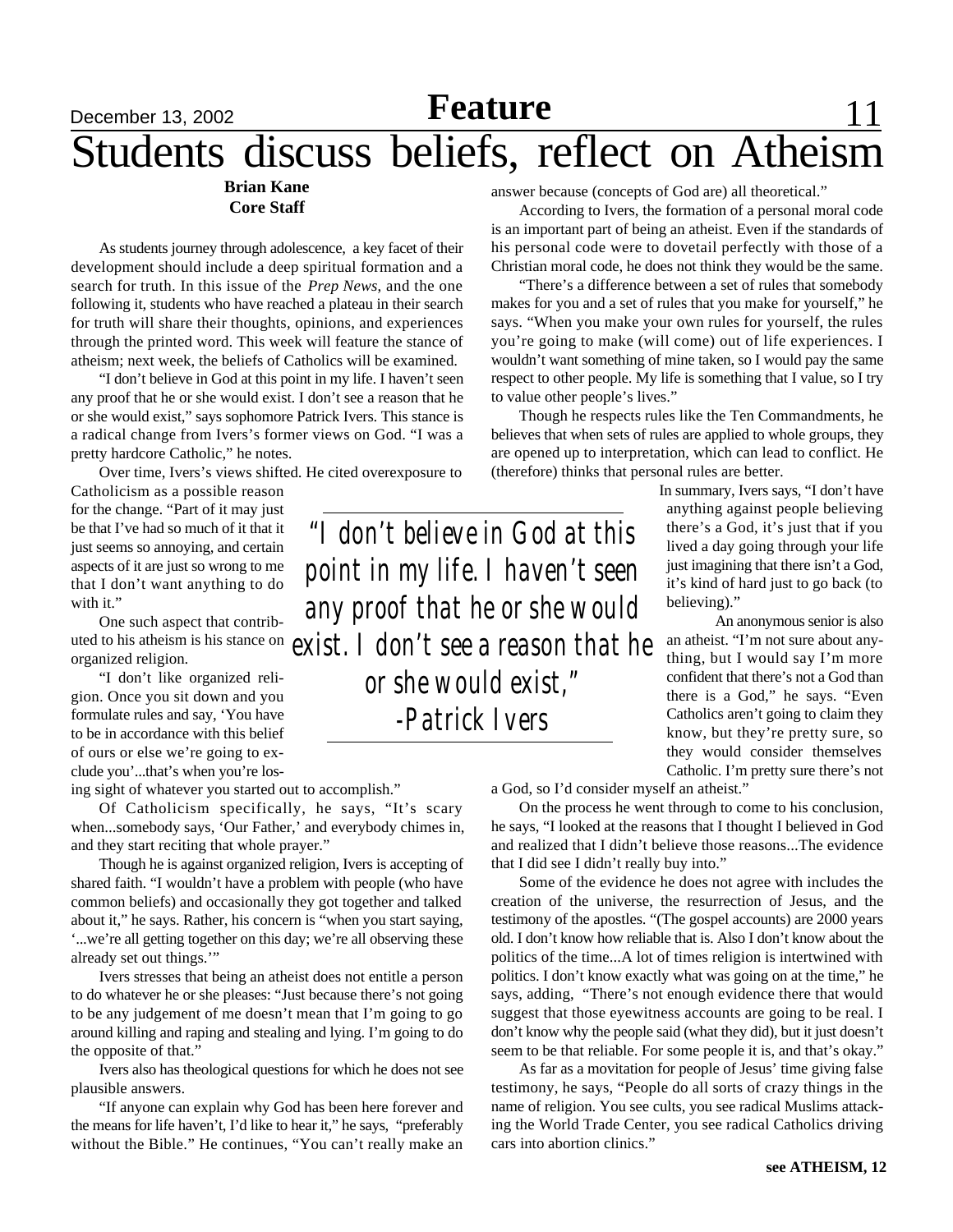# Students discuss beliefs, reflect on Atheism

**Brian Kane**
**Core Staff**

As students journey through adolescence, a key facet of their development should include a deep spiritual formation and a search for truth. In this issue of the *Prep News*, and the one following it, students who have reached a plateau in their search for truth will share their thoughts, opinions, and experiences through the printed word. This week will feature the stance of atheism; next week, the beliefs of Catholics will be examined.

"I don't believe in God at this point in my life. I haven't seen any proof that he or she would exist. I don't see a reason that he or she would exist," says sophomore Patrick Ivers. This stance is a radical change from Ivers's former views on God. "I was a pretty hardcore Catholic," he notes.

Over time, Ivers's views shifted. He cited overexposure to Catholicism as a possible reason for the change. "Part of it may just be that I've had so much of it that it just seems so annoying, and certain aspects of it are just so wrong to me that I don't want anything to do with it."

One such aspect that contributed to his atheism is his stance on organized religion.

"I don't like organized religion. Once you sit down and you formulate rules and say, 'You have to be in accordance with this belief of ours or else we're going to exclude you'...that's when you're losing sight of whatever you started out to accomplish."

Of Catholicism specifically, he says, "It's scary when...somebody says, 'Our Father,' and everybody chimes in, and they start reciting that whole prayer."

Though he is against organized religion, Ivers is accepting of shared faith. "I wouldn't have a problem with people (who have common beliefs) and occasionally they got together and talked about it," he says. Rather, his concern is "when you start saying, '...we're all getting together on this day; we're all observing these already set out things.'"

Ivers stresses that being an atheist does not entitle a person to do whatever he or she pleases: "Just because there's not going to be any judgement of me doesn't mean that I'm going to go around killing and raping and stealing and lying. I'm going to do the opposite of that."

Ivers also has theological questions for which he does not see plausible answers.

"If anyone can explain why God has been here forever and the means for life haven't, I'd like to hear it," he says, "preferably without the Bible." He continues, "You can't really make an answer because (concepts of God are) all theoretical."

According to Ivers, the formation of a personal moral code is an important part of being an atheist. Even if the standards of his personal code were to dovetail perfectly with those of a Christian moral code, he does not think they would be the same.

"There's a difference between a set of rules that somebody makes for you and a set of rules that you make for yourself," he says. "When you make your own rules for yourself, the rules you're going to make (will come) out of life experiences. I wouldn't want something of mine taken, so I would pay the same respect to other people. My life is something that I value, so I try to value other people's lives."

Though he respects rules like the Ten Commandments, he believes that when sets of rules are applied to whole groups, they are opened up to interpretation, which can lead to conflict. He (therefore) thinks that personal rules are better.

In summary, Ivers says, "I don't have anything against people believing there's a God, it's just that if you lived a day going through your life just imagining that there isn't a God, it's kind of hard just to go back (to believing)."

An anonymous senior is also an atheist. "I'm not sure about anything, but I would say I'm more confident that there's not a God than there is a God," he says. "Even Catholics aren't going to claim they know, but they're pretty sure, so they would consider themselves Catholic. I'm pretty sure there's not a God, so I'd consider myself an atheist."

On the process he went through to come to his conclusion, he says, "I looked at the reasons that I thought I believed in God and realized that I didn't believe those reasons...The evidence that I did see I didn't really buy into."

Some of the evidence he does not agree with includes the creation of the universe, the resurrection of Jesus, and the testimony of the apostles. "(The gospel accounts) are 2000 years old. I don't know how reliable that is. Also I don't know about the politics of the time...A lot of times religion is intertwined with politics. I don't know exactly what was going on at the time," he says, adding, "There's not enough evidence there that would suggest that those eyewitness accounts are going to be real. I don't know why the people said (what they did), but it just doesn't seem to be that reliable. For some people it is, and that's okay."

As far as a movitation for people of Jesus' time giving false testimony, he says, "People do all sorts of crazy things in the name of religion. You see cults, you see radical Muslims attacking the World Trade Center, you see radical Catholics driving cars into abortion clinics."

**see ATHEISM, 12**

> *"I don't believe in God at this point in my life. I haven't seen any proof that he or she would exist. I don't see a reason that he or she would exist,"*
> *-Patrick Ivers*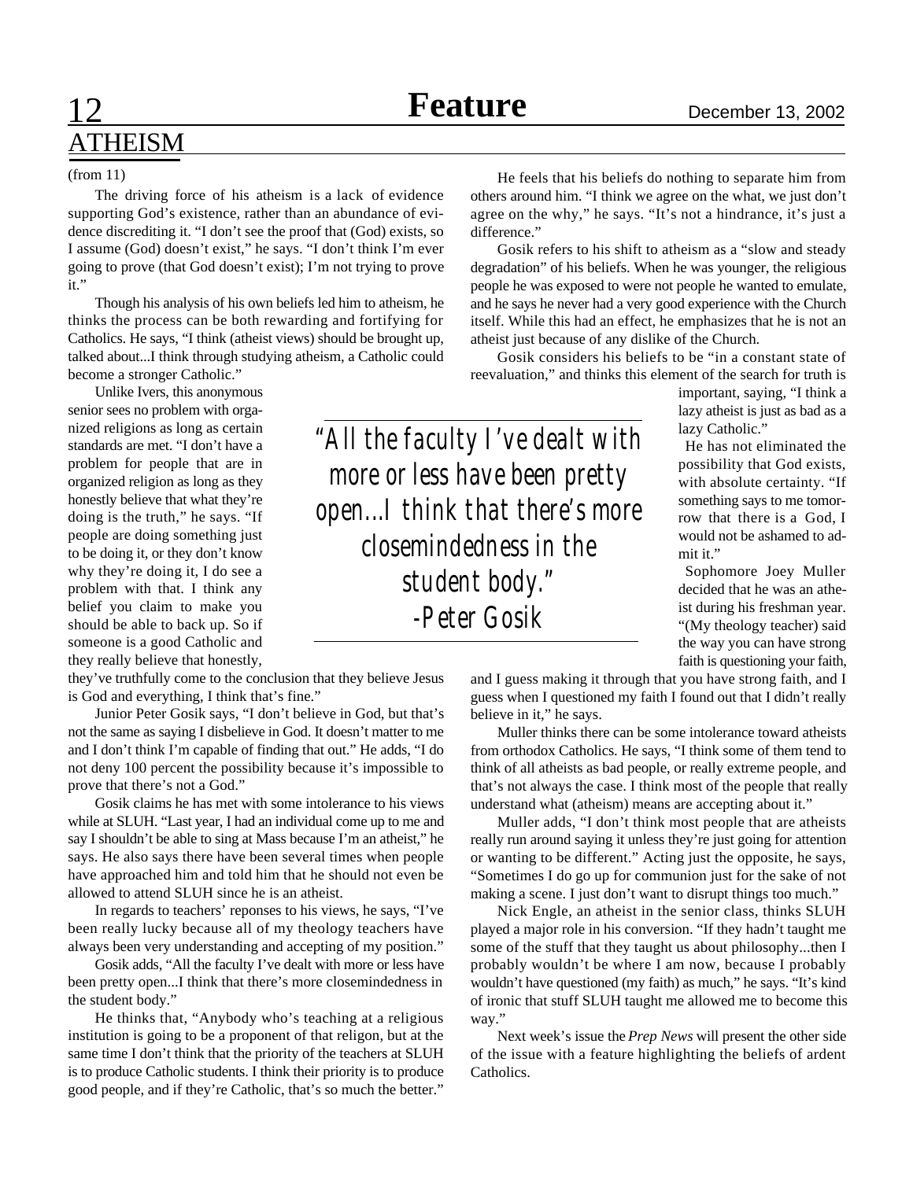## ATHEISM

(from 11)

The driving force of his atheism is a lack of evidence supporting God's existence, rather than an abundance of evidence discrediting it. "I don't see the proof that (God) exists, so I assume (God) doesn't exist," he says. "I don't think I'm ever going to prove (that God doesn't exist); I'm not trying to prove it."

Though his analysis of his own beliefs led him to atheism, he thinks the process can be both rewarding and fortifying for Catholics. He says, "I think (atheist views) should be brought up, talked about...I think through studying atheism, a Catholic could become a stronger Catholic."

Unlike Ivers, this anonymous senior sees no problem with organized religions as long as certain standards are met. "I don't have a problem for people that are in organized religion as long as they honestly believe that what they're doing is the truth," he says. "If people are doing something just to be doing it, or they don't know why they're doing it, I do see a problem with that. I think any belief you claim to make you should be able to back up. So if someone is a good Catholic and they really believe that honestly, they've truthfully come to the conclusion that they believe Jesus is God and everything, I think that's fine."

Junior Peter Gosik says, "I don't believe in God, but that's not the same as saying I disbelieve in God. It doesn't matter to me and I don't think I'm capable of finding that out." He adds, "I do not deny 100 percent the possibility because it's impossible to prove that there's not a God."

Gosik claims he has met with some intolerance to his views while at SLUH. "Last year, I had an individual come up to me and say I shouldn't be able to sing at Mass because I'm an atheist," he says. He also says there have been several times when people have approached him and told him that he should not even be allowed to attend SLUH since he is an atheist.

In regards to teachers' reponses to his views, he says, "I've been really lucky because all of my theology teachers have always been very understanding and accepting of my position."

Gosik adds, "All the faculty I've dealt with more or less have been pretty open...I think that there's more closemindedness in the student body."

He thinks that, "Anybody who's teaching at a religious institution is going to be a proponent of that religon, but at the same time I don't think that the priority of the teachers at SLUH is to produce Catholic students. I think their priority is to produce good people, and if they're Catholic, that's so much the better."

He feels that his beliefs do nothing to separate him from others around him. "I think we agree on the what, we just don't agree on the why," he says. "It's not a hindrance, it's just a difference."

Gosik refers to his shift to atheism as a "slow and steady degradation" of his beliefs. When he was younger, the religious people he was exposed to were not people he wanted to emulate, and he says he never had a very good experience with the Church itself. While this had an effect, he emphasizes that he is not an atheist just because of any dislike of the Church.

Gosik considers his beliefs to be "in a constant state of reevaluation," and thinks this element of the search for truth is important, saying, "I think a lazy atheist is just as bad as a lazy Catholic."

> *"All the faculty I've dealt with more or less have been pretty open...I think that there's more closemindedness in the student body."*
> *-Peter Gosik*

He has not eliminated the possibility that God exists, with absolute certainty. "If something says to me tomorrow that there is a God, I would not be ashamed to admit it."

Sophomore Joey Muller decided that he was an atheist during his freshman year. "(My theology teacher) said the way you can have strong faith is questioning your faith, and I guess making it through that you have strong faith, and I guess when I questioned my faith I found out that I didn't really believe in it," he says.

Muller thinks there can be some intolerance toward atheists from orthodox Catholics. He says, "I think some of them tend to think of all atheists as bad people, or really extreme people, and that's not always the case. I think most of the people that really understand what (atheism) means are accepting about it."

Muller adds, "I don't think most people that are atheists really run around saying it unless they're just going for attention or wanting to be different." Acting just the opposite, he says, "Sometimes I do go up for communion just for the sake of not making a scene. I just don't want to disrupt things too much."

Nick Engle, an atheist in the senior class, thinks SLUH played a major role in his conversion. "If they hadn't taught me some of the stuff that they taught us about philosophy...then I probably wouldn't be where I am now, because I probably wouldn't have questioned (my faith) as much," he says. "It's kind of ironic that stuff SLUH taught me allowed me to become this way."

Next week's issue the *Prep News* will present the other side of the issue with a feature highlighting the beliefs of ardent Catholics.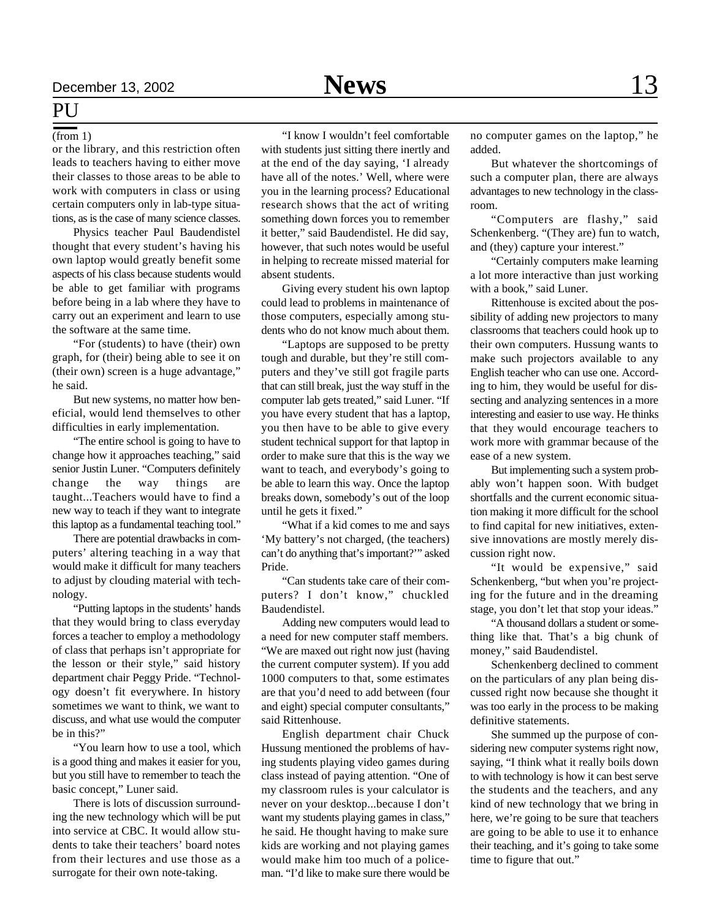## PU

(from 1)

or the library, and this restriction often leads to teachers having to either move their classes to those areas to be able to work with computers in class or using certain computers only in lab-type situations, as is the case of many science classes.

Physics teacher Paul Baudendistel thought that every student's having his own laptop would greatly benefit some aspects of his class because students would be able to get familiar with programs before being in a lab where they have to carry out an experiment and learn to use the software at the same time.

"For (students) to have (their) own graph, for (their) being able to see it on (their own) screen is a huge advantage," he said.

But new systems, no matter how beneficial, would lend themselves to other difficulties in early implementation.

"The entire school is going to have to change how it approaches teaching," said senior Justin Luner. "Computers definitely change the way things are taught...Teachers would have to find a new way to teach if they want to integrate this laptop as a fundamental teaching tool."

There are potential drawbacks in computers' altering teaching in a way that would make it difficult for many teachers to adjust by clouding material with technology.

"Putting laptops in the students' hands that they would bring to class everyday forces a teacher to employ a methodology of class that perhaps isn't appropriate for the lesson or their style," said history department chair Peggy Pride. "Technology doesn't fit everywhere. In history sometimes we want to think, we want to discuss, and what use would the computer be in this?"

"You learn how to use a tool, which is a good thing and makes it easier for you, but you still have to remember to teach the basic concept," Luner said.

There is lots of discussion surrounding the new technology which will be put into service at CBC. It would allow students to take their teachers' board notes from their lectures and use those as a surrogate for their own note-taking.

"I know I wouldn't feel comfortable with students just sitting there inertly and at the end of the day saying, 'I already have all of the notes.' Well, where were you in the learning process? Educational research shows that the act of writing something down forces you to remember it better," said Baudendistel. He did say, however, that such notes would be useful in helping to recreate missed material for absent students.

Giving every student his own laptop could lead to problems in maintenance of those computers, especially among students who do not know much about them.

"Laptops are supposed to be pretty tough and durable, but they're still computers and they've still got fragile parts that can still break, just the way stuff in the computer lab gets treated," said Luner. "If you have every student that has a laptop, you then have to be able to give every student technical support for that laptop in order to make sure that this is the way we want to teach, and everybody's going to be able to learn this way. Once the laptop breaks down, somebody's out of the loop until he gets it fixed."

"What if a kid comes to me and says 'My battery's not charged, (the teachers) can't do anything that's important?'" asked Pride.

"Can students take care of their computers? I don't know," chuckled Baudendistel.

Adding new computers would lead to a need for new computer staff members. "We are maxed out right now just (having the current computer system). If you add 1000 computers to that, some estimates are that you'd need to add between (four and eight) special computer consultants," said Rittenhouse.

English department chair Chuck Hussung mentioned the problems of having students playing video games during class instead of paying attention. "One of my classroom rules is your calculator is never on your desktop...because I don't want my students playing games in class," he said. He thought having to make sure kids are working and not playing games would make him too much of a policeman. "I'd like to make sure there would be no computer games on the laptop," he added.

But whatever the shortcomings of such a computer plan, there are always advantages to new technology in the classroom.

"Computers are flashy," said Schenkenberg. "(They are) fun to watch, and (they) capture your interest."

"Certainly computers make learning a lot more interactive than just working with a book," said Luner.

Rittenhouse is excited about the possibility of adding new projectors to many classrooms that teachers could hook up to their own computers. Hussung wants to make such projectors available to any English teacher who can use one. According to him, they would be useful for dissecting and analyzing sentences in a more interesting and easier to use way. He thinks that they would encourage teachers to work more with grammar because of the ease of a new system.

But implementing such a system probably won't happen soon. With budget shortfalls and the current economic situation making it more difficult for the school to find capital for new initiatives, extensive innovations are mostly merely discussion right now.

"It would be expensive," said Schenkenberg, "but when you're projecting for the future and in the dreaming stage, you don't let that stop your ideas."

"A thousand dollars a student or something like that. That's a big chunk of money," said Baudendistel.

Schenkenberg declined to comment on the particulars of any plan being discussed right now because she thought it was too early in the process to be making definitive statements.

She summed up the purpose of considering new computer systems right now, saying, "I think what it really boils down to with technology is how it can best serve the students and the teachers, and any kind of new technology that we bring in here, we're going to be sure that teachers are going to be able to use it to enhance their teaching, and it's going to take some time to figure that out."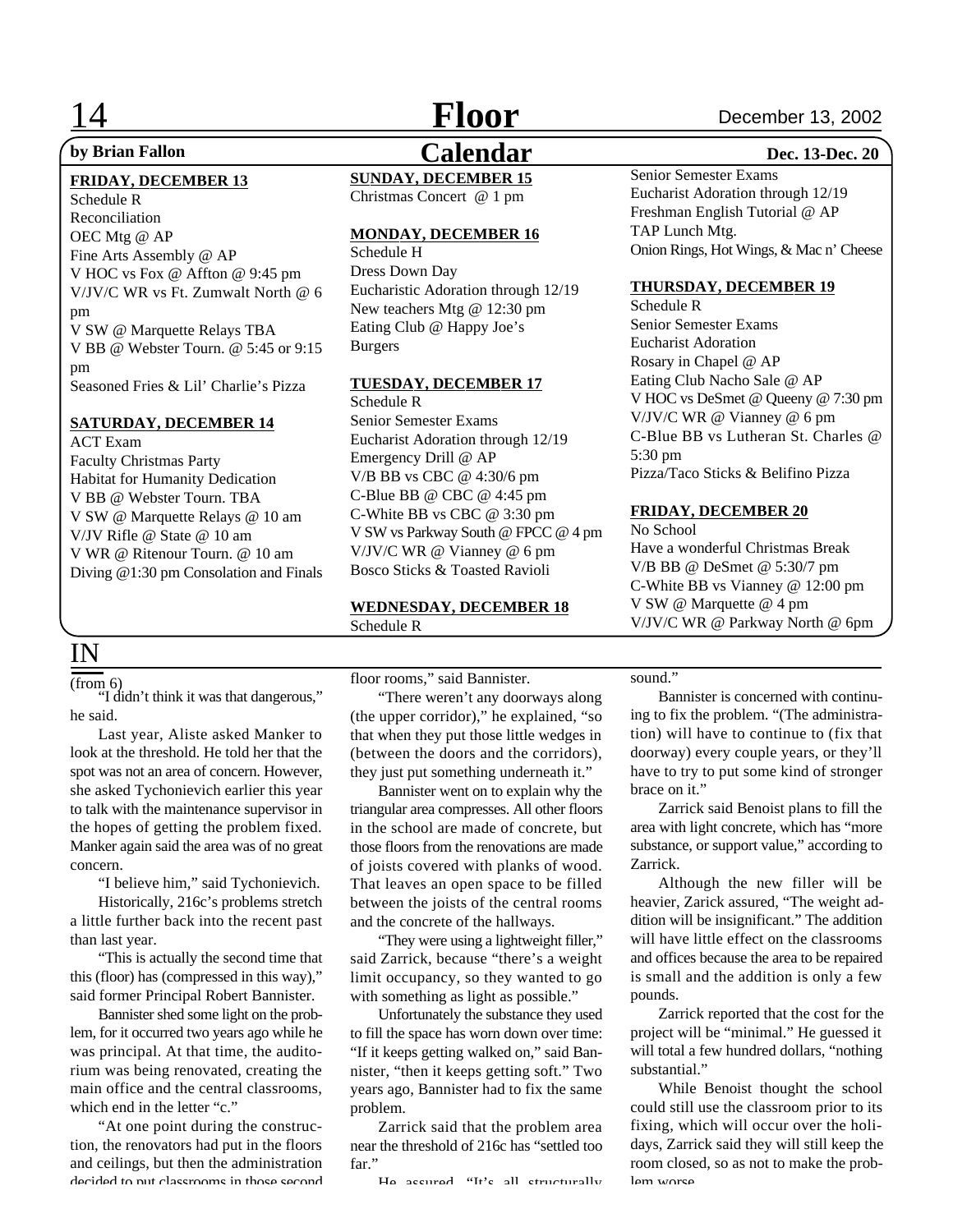# Floor Calendar

**by Brian Fallon** — **Dec. 13-Dec. 20**

**FRIDAY, DECEMBER 13**
Schedule R
Reconciliation
OEC Mtg @ AP
Fine Arts Assembly @ AP
V HOC vs Fox @ Affton @ 9:45 pm
V/JV/C WR vs Ft. Zumwalt North @ 6 pm
V SW @ Marquette Relays TBA
V BB @ Webster Tourn. @ 5:45 or 9:15 pm
Seasoned Fries & Lil' Charlie's Pizza

**SATURDAY, DECEMBER 14**
ACT Exam
Faculty Christmas Party
Habitat for Humanity Dedication
V BB @ Webster Tourn. TBA
V SW @ Marquette Relays @ 10 am
V/JV Rifle @ State @ 10 am
V WR @ Ritenour Tourn. @ 10 am
Diving @1:30 pm Consolation and Finals

**SUNDAY, DECEMBER 15**
Christmas Concert @ 1 pm

**MONDAY, DECEMBER 16**
Schedule H
Dress Down Day
Eucharistic Adoration through 12/19
New teachers Mtg @ 12:30 pm
Eating Club @ Happy Joe's
Burgers

**TUESDAY, DECEMBER 17**
Schedule R
Senior Semester Exams
Eucharist Adoration through 12/19
Emergency Drill @ AP
V/B BB vs CBC @ 4:30/6 pm
C-Blue BB @ CBC @ 4:45 pm
C-White BB vs CBC @ 3:30 pm
V SW vs Parkway South @ FPCC @ 4 pm
V/JV/C WR @ Vianney @ 6 pm
Bosco Sticks & Toasted Ravioli

**WEDNESDAY, DECEMBER 18**
Schedule R
Senior Semester Exams
Eucharist Adoration through 12/19
Freshman English Tutorial @ AP
TAP Lunch Mtg.
Onion Rings, Hot Wings, & Mac n' Cheese

**THURSDAY, DECEMBER 19**
Schedule R
Senior Semester Exams
Eucharist Adoration
Rosary in Chapel @ AP
Eating Club Nacho Sale @ AP
V HOC vs DeSmet @ Queeny @ 7:30 pm
V/JV/C WR @ Vianney @ 6 pm
C-Blue BB vs Lutheran St. Charles @ 5:30 pm
Pizza/Taco Sticks & Belifino Pizza

**FRIDAY, DECEMBER 20**
No School
Have a wonderful Christmas Break
V/B BB @ DeSmet @ 5:30/7 pm
C-White BB vs Vianney @ 12:00 pm
V SW @ Marquette @ 4 pm
V/JV/C WR @ Parkway North @ 6pm

## IN

(from 6)

"I didn't think it was that dangerous," he said.

Last year, Aliste asked Manker to look at the threshold. He told her that the spot was not an area of concern. However, she asked Tychonievich earlier this year to talk with the maintenance supervisor in the hopes of getting the problem fixed. Manker again said the area was of no great concern.

"I believe him," said Tychonievich.

Historically, 216c's problems stretch a little further back into the recent past than last year.

"This is actually the second time that this (floor) has (compressed in this way)," said former Principal Robert Bannister.

Bannister shed some light on the problem, for it occurred two years ago while he was principal. At that time, the auditorium was being renovated, creating the main office and the central classrooms, which end in the letter "c."

"At one point during the construction, the renovators had put in the floors and ceilings, but then the administration decided to put classrooms in those second floor rooms," said Bannister.

"There weren't any doorways along (the upper corridor)," he explained, "so that when they put those little wedges in (between the doors and the corridors), they just put something underneath it."

Bannister went on to explain why the triangular area compresses. All other floors in the school are made of concrete, but those floors from the renovations are made of joists covered with planks of wood. That leaves an open space to be filled between the joists of the central rooms and the concrete of the hallways.

"They were using a lightweight filler," said Zarrick, because "there's a weight limit occupancy, so they wanted to go with something as light as possible."

Unfortunately the substance they used to fill the space has worn down over time: "If it keeps getting walked on," said Bannister, "then it keeps getting soft." Two years ago, Bannister had to fix the same problem.

Zarrick said that the problem area near the threshold of 216c has "settled too far."

He assured, "It's all structurally sound."

Bannister is concerned with continuing to fix the problem. "(The administration) will have to continue to (fix that doorway) every couple years, or they'll have to try to put some kind of stronger brace on it."

Zarrick said Benoist plans to fill the area with light concrete, which has "more substance, or support value," according to Zarrick.

Although the new filler will be heavier, Zarick assured, "The weight addition will be insignificant." The addition will have little effect on the classrooms and offices because the area to be repaired is small and the addition is only a few pounds.

Zarrick reported that the cost for the project will be "minimal." He guessed it will total a few hundred dollars, "nothing substantial."

While Benoist thought the school could still use the classroom prior to its fixing, which will occur over the holidays, Zarrick said they will still keep the room closed, so as not to make the problem worse.